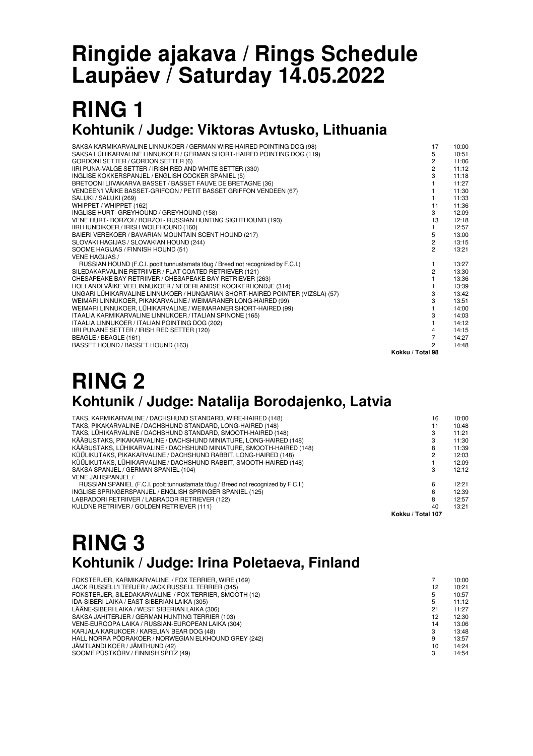# Ringide ajakava / Rings Schedule
# Laupäev / Saturday 14.05.2022

# RING 1
## Kohtunik / Judge: Viktoras Avtusko, Lithuania

| | | |
|---|---|---|
| SAKSA KARMIKARVALINE LINNUKOER / GERMAN WIRE-HAIRED POINTING DOG (98) | 17 | 10:00 |
| SAKSA LÜHIKARVALINE LINNUKOER / GERMAN SHORT-HAIRED POINTING DOG (119) | 5 | 10:51 |
| GORDONI SETTER / GORDON SETTER (6) | 2 | 11:06 |
| IIRI PUNA-VALGE SETTER / IRISH RED AND WHITE SETTER (330) | 2 | 11:12 |
| INGLISE KOKKERSPANJEL / ENGLISH COCKER SPANIEL (5) | 3 | 11:18 |
| BRETOONI LIIVAKARVA BASSET / BASSET FAUVE DE BRETAGNE (36) | 1 | 11:27 |
| VENDEEN'I VÄIKE BASSET-GRIFOON / PETIT BASSET GRIFFON VENDEEN (67) | 1 | 11:30 |
| SALUKI / SALUKI (269) | 1 | 11:33 |
| WHIPPET / WHIPPET (162) | 11 | 11:36 |
| INGLISE HURT- GREYHOUND / GREYHOUND (158) | 3 | 12:09 |
| VENE HURT- BORZOI / BORZOI - RUSSIAN HUNTING SIGHTHOUND (193) | 13 | 12:18 |
| IIRI HUNDIKOER / IRISH WOLFHOUND (160) | 1 | 12:57 |
| BAIERI VEREKOER / BAVARIAN MOUNTAIN SCENT HOUND (217) | 5 | 13:00 |
| SLOVAKI HAGIJAS / SLOVAKIAN HOUND (244) | 2 | 13:15 |
| SOOME HAGIJAS / FINNISH HOUND (51) | 2 | 13:21 |
| VENE HAGIJAS / RUSSIAN HOUND (F.C.I. poolt tunnustamata tõug / Breed not recognized by F.C.I.) | 1 | 13:27 |
| SILEDAKARVALINE RETRIIVER / FLAT COATED RETRIEVER (121) | 2 | 13:30 |
| CHESAPEAKE BAY RETRIIVER / CHESAPEAKE BAY RETRIEVER (263) | 1 | 13:36 |
| HOLLANDI VÄIKE VEELINNUKOER / NEDERLANDSE KOOIKERHONDJE (314) | 1 | 13:39 |
| UNGARI LÜHIKARVALINE LINNUKOER / HUNGARIAN SHORT-HAIRED POINTER (VIZSLA) (57) | 3 | 13:42 |
| WEIMARI LINNUKOER, PIKAKARVALINE / WEIMARANER LONG-HAIRED (99) | 3 | 13:51 |
| WEIMARI LINNUKOER, LÜHIKARVALINE / WEIMARANER SHORT-HAIRED (99) | 1 | 14:00 |
| ITAALIA KARMIKARVALINE LINNUKOER / ITALIAN SPINONE (165) | 3 | 14:03 |
| ITAALIA LINNUKOER / ITALIAN POINTING DOG (202) | 1 | 14:12 |
| IIRI PUNANE SETTER / IRISH RED SETTER (120) | 4 | 14:15 |
| BEAGLE / BEAGLE (161) | 7 | 14:27 |
| BASSET HOUND / BASSET HOUND (163) | 2 | 14:48 |
| | **Kokku / Total 98** | |

# RING 2
## Kohtunik / Judge: Natalija Borodajenko, Latvia

| | | |
|---|---|---|
| TAKS, KARMIKARVALINE / DACHSHUND STANDARD, WIRE-HAIRED (148) | 16 | 10:00 |
| TAKS, PIKAKARVALINE / DACHSHUND STANDARD, LONG-HAIRED (148) | 11 | 10:48 |
| TAKS, LÜHIKARVALINE / DACHSHUND STANDARD, SMOOTH-HAIRED (148) | 3 | 11:21 |
| KÄÄBUSTAKS, PIKAKARVALINE / DACHSHUND MINIATURE, LONG-HAIRED (148) | 3 | 11:30 |
| KÄÄBUSTAKS, LÜHIKARVALINE / DACHSHUND MINIATURE, SMOOTH-HAIRED (148) | 8 | 11:39 |
| KÜÜLIKUTAKS, PIKAKARVALINE / DACHSHUND RABBIT, LONG-HAIRED (148) | 2 | 12:03 |
| KÜÜLIKUTAKS, LÜHIKARVALINE / DACHSHUND RABBIT, SMOOTH-HAIRED (148) | 1 | 12:09 |
| SAKSA SPANJEL / GERMAN SPANIEL (104) | 3 | 12:12 |
| VENE JAHISPANJEL / RUSSIAN SPANIEL (F.C.I. poolt tunnustamata tõug / Breed not recognized by F.C.I.) | 6 | 12:21 |
| INGLISE SPRINGERSPANJEL / ENGLISH SPRINGER SPANIEL (125) | 6 | 12:39 |
| LABRADORI RETRIIVER / LABRADOR RETRIEVER (122) | 8 | 12:57 |
| KULDNE RETRIIVER / GOLDEN RETRIEVER (111) | 40 | 13:21 |
| | **Kokku / Total 107** | |

# RING 3
## Kohtunik / Judge: Irina Poletaeva, Finland

| | | |
|---|---|---|
| FOKSTERJER, KARMIKARVALINE / FOX TERRIER, WIRE (169) | 7 | 10:00 |
| JACK RUSSELL'I TERJER / JACK RUSSELL TERRIER (345) | 12 | 10:21 |
| FOKSTERJER, SILEDAKARVALINE / FOX TERRIER, SMOOTH (12) | 5 | 10:57 |
| IDA-SIBERI LAIKA / EAST SIBERIAN LAIKA (305) | 5 | 11:12 |
| LÄÄNE-SIBERI LAIKA / WEST SIBERIAN LAIKA (306) | 21 | 11:27 |
| SAKSA JAHITERJER / GERMAN HUNTING TERRIER (103) | 12 | 12:30 |
| VENE-EUROOPA LAIKA / RUSSIAN-EUROPEAN LAIKA (304) | 14 | 13:06 |
| KARJALA KARUKOER / KARELIAN BEAR DOG (48) | 3 | 13:48 |
| HALL NORRA PÕDRAKOER / NORWEGIAN ELKHOUND GREY (242) | 9 | 13:57 |
| JÄMTLANDI KOER / JÄMTHUND (42) | 10 | 14:24 |
| SOOME PÜSTKÕRV / FINNISH SPITZ (49) | 3 | 14:54 |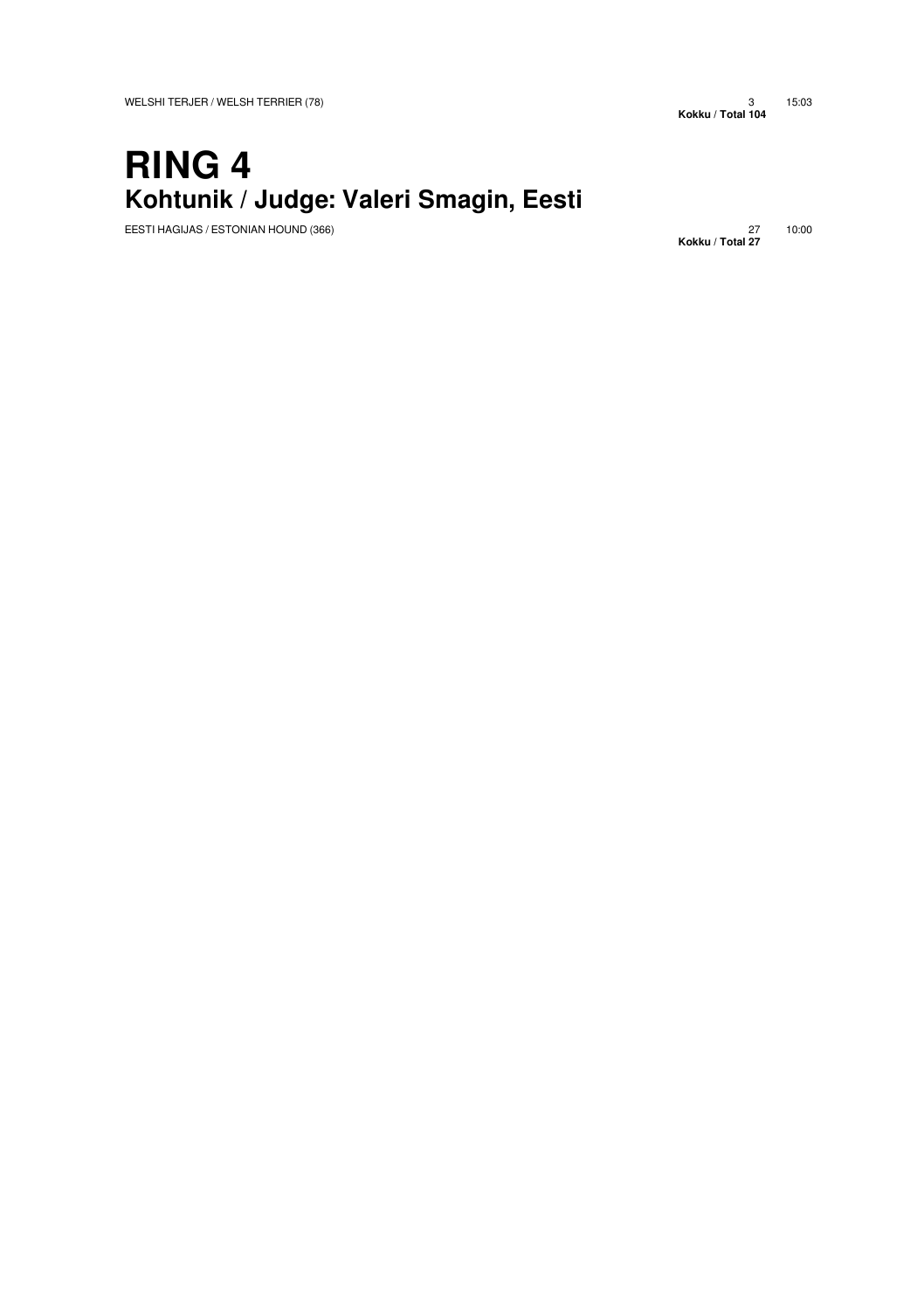| | | |
|---|---|---|
| WELSHI TERJER / WELSH TERRIER (78) | 3<br>**Kokku / Total 104** | 15:03 |

# RING 4
## Kohtunik / Judge: Valeri Smagin, Eesti

| | | |
|---|---|---|
| EESTI HAGIJAS / ESTONIAN HOUND (366) | 27<br>**Kokku / Total 27** | 10:00 |